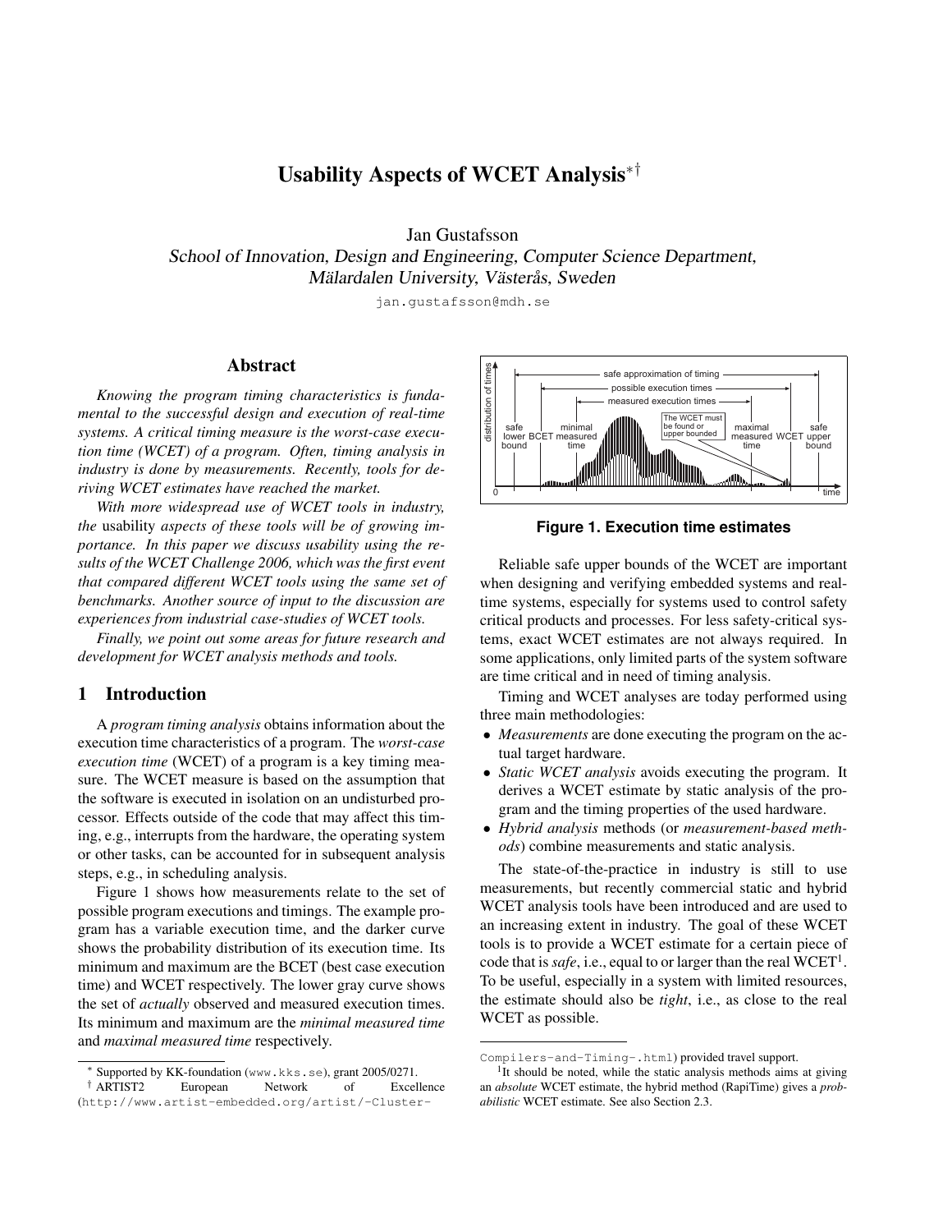# Usability Aspects of WCET Analysis*†

Jan Gustafsson

*School of Innovation, Design and Engineering, Computer Science Department, Mälardalen University, Västerås, Sweden*

jan.gustafsson@mdh.se

## Abstract

*Knowing the program timing characteristics is fundamental to the successful design and execution of real-time systems. A critical timing measure is the worst-case execution time (WCET) of a program. Often, timing analysis in industry is done by measurements. Recently, tools for deriving WCET estimates have reached the market.*

*With more widespread use of WCET tools in industry, the* usability *aspects of these tools will be of growing importance. In this paper we discuss usability using the results of the WCET Challenge 2006, which was the first event that compared different WCET tools using the same set of benchmarks. Another source of input to the discussion are experiences from industrial case-studies of WCET tools.*

*Finally, we point out some areas for future research and development for WCET analysis methods and tools.*

## 1 Introduction

A *program timing analysis* obtains information about the execution time characteristics of a program. The *worst-case execution time* (WCET) of a program is a key timing measure. The WCET measure is based on the assumption that the software is executed in isolation on an undisturbed processor. Effects outside of the code that may affect this timing, e.g., interrupts from the hardware, the operating system or other tasks, can be accounted for in subsequent analysis steps, e.g., in scheduling analysis.

Figure 1 shows how measurements relate to the set of possible program executions and timings. The example program has a variable execution time, and the darker curve shows the probability distribution of its execution time. Its minimum and maximum are the BCET (best case execution time) and WCET respectively. The lower gray curve shows the set of *actually* observed and measured execution times. Its minimum and maximum are the *minimal measured time* and *maximal measured time* respectively.

distribution of times
safe approximation of timing
possible execution times
measured execution times
safe lower bound
BCET
minimal measured time
The WCET must be found or upper bounded
maximal measured time
WCET
safe upper bound
0
time

**Figure 1. Execution time estimates**

Reliable safe upper bounds of the WCET are important when designing and verifying embedded systems and real-time systems, especially for systems used to control safety critical products and processes. For less safety-critical systems, exact WCET estimates are not always required. In some applications, only limited parts of the system software are time critical and in need of timing analysis.

Timing and WCET analyses are today performed using three main methodologies:

- *Measurements* are done executing the program on the actual target hardware.
- *Static WCET analysis* avoids executing the program. It derives a WCET estimate by static analysis of the program and the timing properties of the used hardware.
- *Hybrid analysis* methods (or *measurement-based methods*) combine measurements and static analysis.

The state-of-the-practice in industry is still to use measurements, but recently commercial static and hybrid WCET analysis tools have been introduced and are used to an increasing extent in industry. The goal of these WCET tools is to provide a WCET estimate for a certain piece of code that is *safe*, i.e., equal to or larger than the real WCET[1]. To be useful, especially in a system with limited resources, the estimate should also be *tight*, i.e., as close to the real WCET as possible.

---

* Supported by KK-foundation (www.kks.se), grant 2005/0271.

† ARTIST2 European Network of Excellence (http://www.artist-embedded.org/artist/-Cluster-Compilers-and-Timing-.html) provided travel support.

[1] It should be noted, while the static analysis methods aims at giving an *absolute* WCET estimate, the hybrid method (RapiTime) gives a *probabilistic* WCET estimate. See also Section 2.3.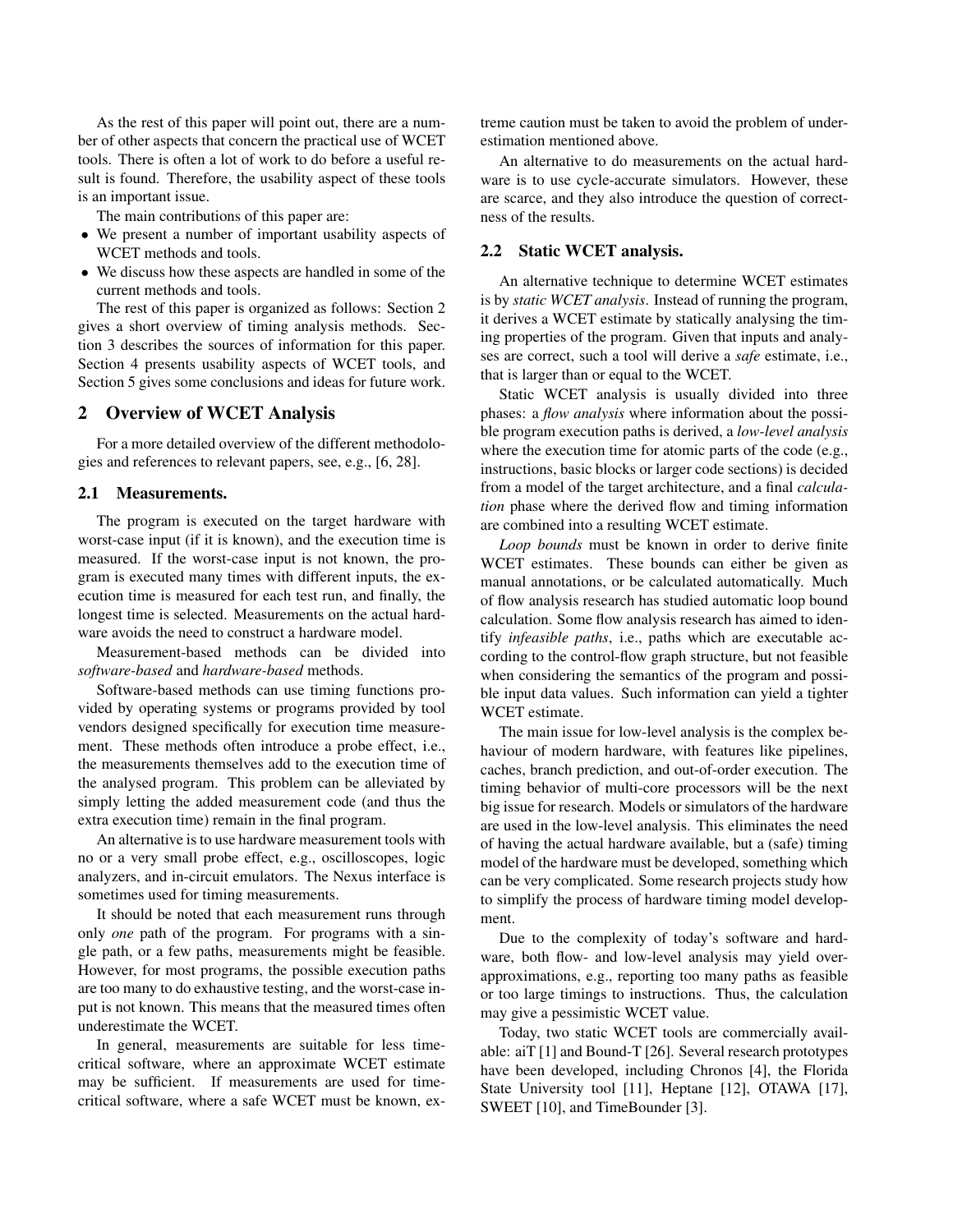As the rest of this paper will point out, there are a number of other aspects that concern the practical use of WCET tools. There is often a lot of work to do before a useful result is found. Therefore, the usability aspect of these tools is an important issue.

The main contributions of this paper are:

- We present a number of important usability aspects of WCET methods and tools.
- We discuss how these aspects are handled in some of the current methods and tools.

The rest of this paper is organized as follows: Section 2 gives a short overview of timing analysis methods. Section 3 describes the sources of information for this paper. Section 4 presents usability aspects of WCET tools, and Section 5 gives some conclusions and ideas for future work.

## 2 Overview of WCET Analysis

For a more detailed overview of the different methodologies and references to relevant papers, see, e.g., [6, 28].

### 2.1 Measurements.

The program is executed on the target hardware with worst-case input (if it is known), and the execution time is measured. If the worst-case input is not known, the program is executed many times with different inputs, the execution time is measured for each test run, and finally, the longest time is selected. Measurements on the actual hardware avoids the need to construct a hardware model.

Measurement-based methods can be divided into *software-based* and *hardware-based* methods.

Software-based methods can use timing functions provided by operating systems or programs provided by tool vendors designed specifically for execution time measurement. These methods often introduce a probe effect, i.e., the measurements themselves add to the execution time of the analysed program. This problem can be alleviated by simply letting the added measurement code (and thus the extra execution time) remain in the final program.

An alternative is to use hardware measurement tools with no or a very small probe effect, e.g., oscilloscopes, logic analyzers, and in-circuit emulators. The Nexus interface is sometimes used for timing measurements.

It should be noted that each measurement runs through only *one* path of the program. For programs with a single path, or a few paths, measurements might be feasible. However, for most programs, the possible execution paths are too many to do exhaustive testing, and the worst-case input is not known. This means that the measured times often underestimate the WCET.

In general, measurements are suitable for less time-critical software, where an approximate WCET estimate may be sufficient. If measurements are used for time-critical software, where a safe WCET must be known, extreme caution must be taken to avoid the problem of underestimation mentioned above.

An alternative to do measurements on the actual hardware is to use cycle-accurate simulators. However, these are scarce, and they also introduce the question of correctness of the results.

### 2.2 Static WCET analysis.

An alternative technique to determine WCET estimates is by *static WCET analysis*. Instead of running the program, it derives a WCET estimate by statically analysing the timing properties of the program. Given that inputs and analyses are correct, such a tool will derive a *safe* estimate, i.e., that is larger than or equal to the WCET.

Static WCET analysis is usually divided into three phases: a *flow analysis* where information about the possible program execution paths is derived, a *low-level analysis* where the execution time for atomic parts of the code (e.g., instructions, basic blocks or larger code sections) is decided from a model of the target architecture, and a final *calculation* phase where the derived flow and timing information are combined into a resulting WCET estimate.

*Loop bounds* must be known in order to derive finite WCET estimates. These bounds can either be given as manual annotations, or be calculated automatically. Much of flow analysis research has studied automatic loop bound calculation. Some flow analysis research has aimed to identify *infeasible paths*, i.e., paths which are executable according to the control-flow graph structure, but not feasible when considering the semantics of the program and possible input data values. Such information can yield a tighter WCET estimate.

The main issue for low-level analysis is the complex behaviour of modern hardware, with features like pipelines, caches, branch prediction, and out-of-order execution. The timing behavior of multi-core processors will be the next big issue for research. Models or simulators of the hardware are used in the low-level analysis. This eliminates the need of having the actual hardware available, but a (safe) timing model of the hardware must be developed, something which can be very complicated. Some research projects study how to simplify the process of hardware timing model development.

Due to the complexity of today's software and hardware, both flow- and low-level analysis may yield over-approximations, e.g., reporting too many paths as feasible or too large timings to instructions. Thus, the calculation may give a pessimistic WCET value.

Today, two static WCET tools are commercially available: aiT [1] and Bound-T [26]. Several research prototypes have been developed, including Chronos [4], the Florida State University tool [11], Heptane [12], OTAWA [17], SWEET [10], and TimeBounder [3].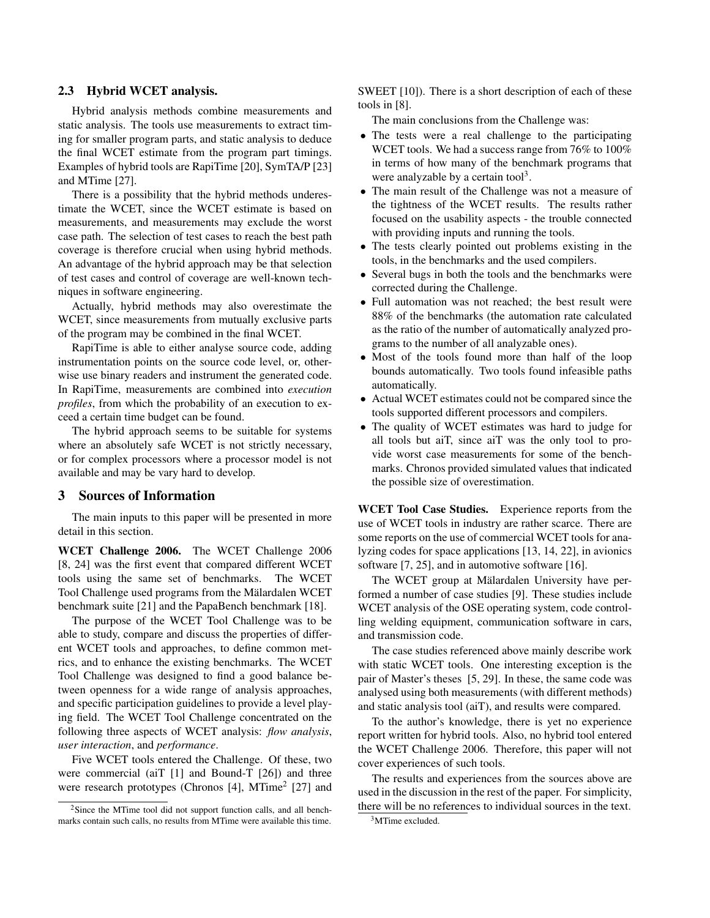### 2.3 Hybrid WCET analysis.

Hybrid analysis methods combine measurements and static analysis. The tools use measurements to extract timing for smaller program parts, and static analysis to deduce the final WCET estimate from the program part timings. Examples of hybrid tools are RapiTime [20], SymTA/P [23] and MTime [27].

There is a possibility that the hybrid methods underestimate the WCET, since the WCET estimate is based on measurements, and measurements may exclude the worst case path. The selection of test cases to reach the best path coverage is therefore crucial when using hybrid methods. An advantage of the hybrid approach may be that selection of test cases and control of coverage are well-known techniques in software engineering.

Actually, hybrid methods may also overestimate the WCET, since measurements from mutually exclusive parts of the program may be combined in the final WCET.

RapiTime is able to either analyse source code, adding instrumentation points on the source code level, or, otherwise use binary readers and instrument the generated code. In RapiTime, measurements are combined into *execution profiles*, from which the probability of an execution to exceed a certain time budget can be found.

The hybrid approach seems to be suitable for systems where an absolutely safe WCET is not strictly necessary, or for complex processors where a processor model is not available and may be vary hard to develop.

## 3 Sources of Information

The main inputs to this paper will be presented in more detail in this section.

**WCET Challenge 2006.** The WCET Challenge 2006 [8, 24] was the first event that compared different WCET tools using the same set of benchmarks. The WCET Tool Challenge used programs from the Mälardalen WCET benchmark suite [21] and the PapaBench benchmark [18].

The purpose of the WCET Tool Challenge was to be able to study, compare and discuss the properties of different WCET tools and approaches, to define common metrics, and to enhance the existing benchmarks. The WCET Tool Challenge was designed to find a good balance between openness for a wide range of analysis approaches, and specific participation guidelines to provide a level playing field. The WCET Tool Challenge concentrated on the following three aspects of WCET analysis: *flow analysis*, *user interaction*, and *performance*.

Five WCET tools entered the Challenge. Of these, two were commercial (aiT [1] and Bound-T [26]) and three were research prototypes (Chronos [4], MTime[2] [27] and SWEET [10]). There is a short description of each of these tools in [8].

The main conclusions from the Challenge was:

- The tests were a real challenge to the participating WCET tools. We had a success range from 76% to 100% in terms of how many of the benchmark programs that were analyzable by a certain tool[3].
- The main result of the Challenge was not a measure of the tightness of the WCET results. The results rather focused on the usability aspects - the trouble connected with providing inputs and running the tools.
- The tests clearly pointed out problems existing in the tools, in the benchmarks and the used compilers.
- Several bugs in both the tools and the benchmarks were corrected during the Challenge.
- Full automation was not reached; the best result were 88% of the benchmarks (the automation rate calculated as the ratio of the number of automatically analyzed programs to the number of all analyzable ones).
- Most of the tools found more than half of the loop bounds automatically. Two tools found infeasible paths automatically.
- Actual WCET estimates could not be compared since the tools supported different processors and compilers.
- The quality of WCET estimates was hard to judge for all tools but aiT, since aiT was the only tool to provide worst case measurements for some of the benchmarks. Chronos provided simulated values that indicated the possible size of overestimation.

**WCET Tool Case Studies.** Experience reports from the use of WCET tools in industry are rather scarce. There are some reports on the use of commercial WCET tools for analyzing codes for space applications [13, 14, 22], in avionics software [7, 25], and in automotive software [16].

The WCET group at Mälardalen University have performed a number of case studies [9]. These studies include WCET analysis of the OSE operating system, code controlling welding equipment, communication software in cars, and transmission code.

The case studies referenced above mainly describe work with static WCET tools. One interesting exception is the pair of Master's theses [5, 29]. In these, the same code was analysed using both measurements (with different methods) and static analysis tool (aiT), and results were compared.

To the author's knowledge, there is yet no experience report written for hybrid tools. Also, no hybrid tool entered the WCET Challenge 2006. Therefore, this paper will not cover experiences of such tools.

The results and experiences from the sources above are used in the discussion in the rest of the paper. For simplicity, there will be no references to individual sources in the text.

[2] Since the MTime tool did not support function calls, and all benchmarks contain such calls, no results from MTime were available this time.

[3] MTime excluded.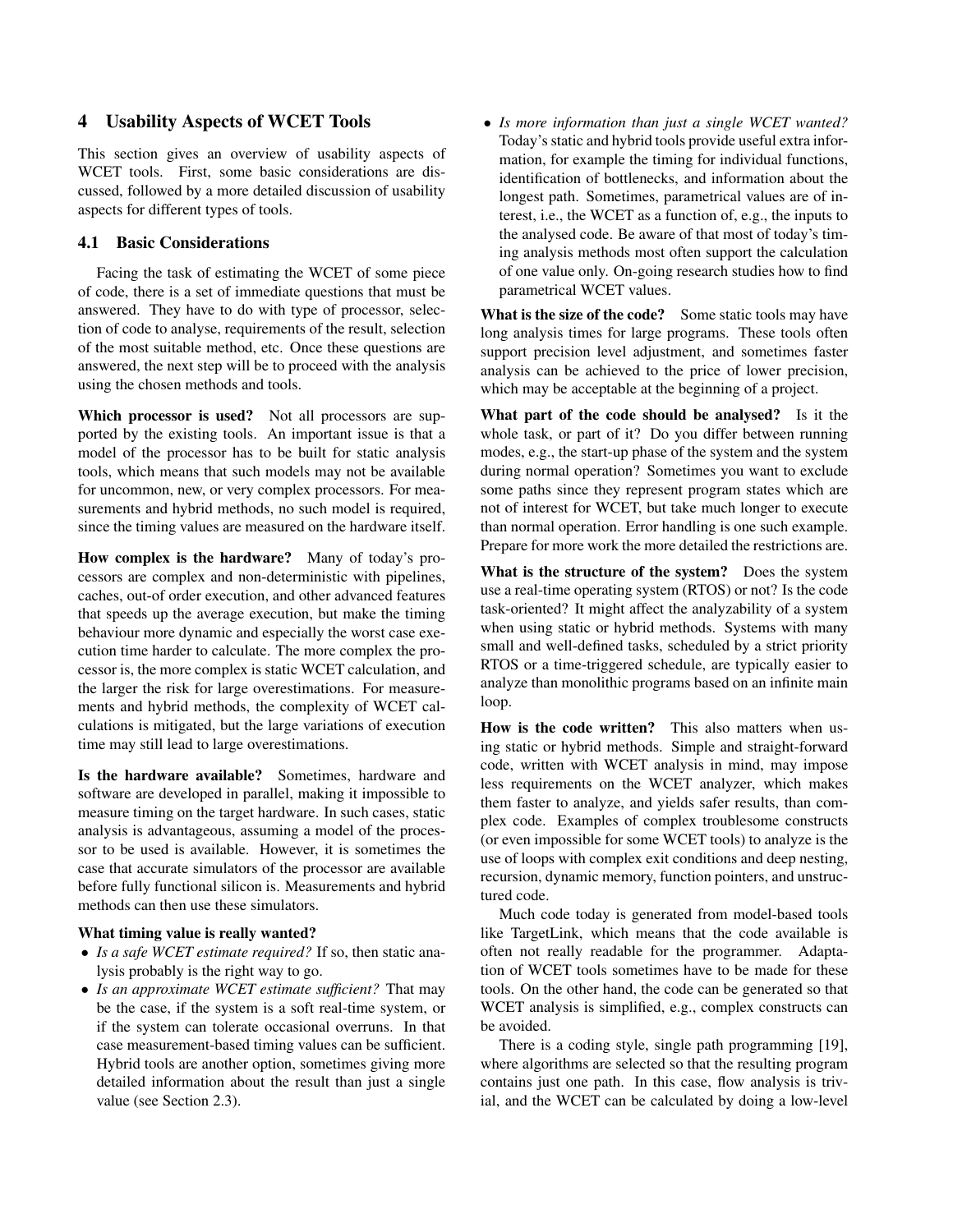## 4 Usability Aspects of WCET Tools

This section gives an overview of usability aspects of WCET tools. First, some basic considerations are discussed, followed by a more detailed discussion of usability aspects for different types of tools.

### 4.1 Basic Considerations

Facing the task of estimating the WCET of some piece of code, there is a set of immediate questions that must be answered. They have to do with type of processor, selection of code to analyse, requirements of the result, selection of the most suitable method, etc. Once these questions are answered, the next step will be to proceed with the analysis using the chosen methods and tools.

**Which processor is used?** Not all processors are supported by the existing tools. An important issue is that a model of the processor has to be built for static analysis tools, which means that such models may not be available for uncommon, new, or very complex processors. For measurements and hybrid methods, no such model is required, since the timing values are measured on the hardware itself.

**How complex is the hardware?** Many of today's processors are complex and non-deterministic with pipelines, caches, out-of order execution, and other advanced features that speeds up the average execution, but make the timing behaviour more dynamic and especially the worst case execution time harder to calculate. The more complex the processor is, the more complex is static WCET calculation, and the larger the risk for large overestimations. For measurements and hybrid methods, the complexity of WCET calculations is mitigated, but the large variations of execution time may still lead to large overestimations.

**Is the hardware available?** Sometimes, hardware and software are developed in parallel, making it impossible to measure timing on the target hardware. In such cases, static analysis is advantageous, assuming a model of the processor to be used is available. However, it is sometimes the case that accurate simulators of the processor are available before fully functional silicon is. Measurements and hybrid methods can then use these simulators.

**What timing value is really wanted?**

- *Is a safe WCET estimate required?* If so, then static analysis probably is the right way to go.
- *Is an approximate WCET estimate sufficient?* That may be the case, if the system is a soft real-time system, or if the system can tolerate occasional overruns. In that case measurement-based timing values can be sufficient. Hybrid tools are another option, sometimes giving more detailed information about the result than just a single value (see Section 2.3).
- *Is more information than just a single WCET wanted?* Today's static and hybrid tools provide useful extra information, for example the timing for individual functions, identification of bottlenecks, and information about the longest path. Sometimes, parametrical values are of interest, i.e., the WCET as a function of, e.g., the inputs to the analysed code. Be aware of that most of today's timing analysis methods most often support the calculation of one value only. On-going research studies how to find parametrical WCET values.

**What is the size of the code?** Some static tools may have long analysis times for large programs. These tools often support precision level adjustment, and sometimes faster analysis can be achieved to the price of lower precision, which may be acceptable at the beginning of a project.

**What part of the code should be analysed?** Is it the whole task, or part of it? Do you differ between running modes, e.g., the start-up phase of the system and the system during normal operation? Sometimes you want to exclude some paths since they represent program states which are not of interest for WCET, but take much longer to execute than normal operation. Error handling is one such example. Prepare for more work the more detailed the restrictions are.

**What is the structure of the system?** Does the system use a real-time operating system (RTOS) or not? Is the code task-oriented? It might affect the analyzability of a system when using static or hybrid methods. Systems with many small and well-defined tasks, scheduled by a strict priority RTOS or a time-triggered schedule, are typically easier to analyze than monolithic programs based on an infinite main loop.

**How is the code written?** This also matters when using static or hybrid methods. Simple and straight-forward code, written with WCET analysis in mind, may impose less requirements on the WCET analyzer, which makes them faster to analyze, and yields safer results, than complex code. Examples of complex troublesome constructs (or even impossible for some WCET tools) to analyze is the use of loops with complex exit conditions and deep nesting, recursion, dynamic memory, function pointers, and unstructured code.

Much code today is generated from model-based tools like TargetLink, which means that the code available is often not really readable for the programmer. Adaptation of WCET tools sometimes have to be made for these tools. On the other hand, the code can be generated so that WCET analysis is simplified, e.g., complex constructs can be avoided.

There is a coding style, single path programming [19], where algorithms are selected so that the resulting program contains just one path. In this case, flow analysis is trivial, and the WCET can be calculated by doing a low-level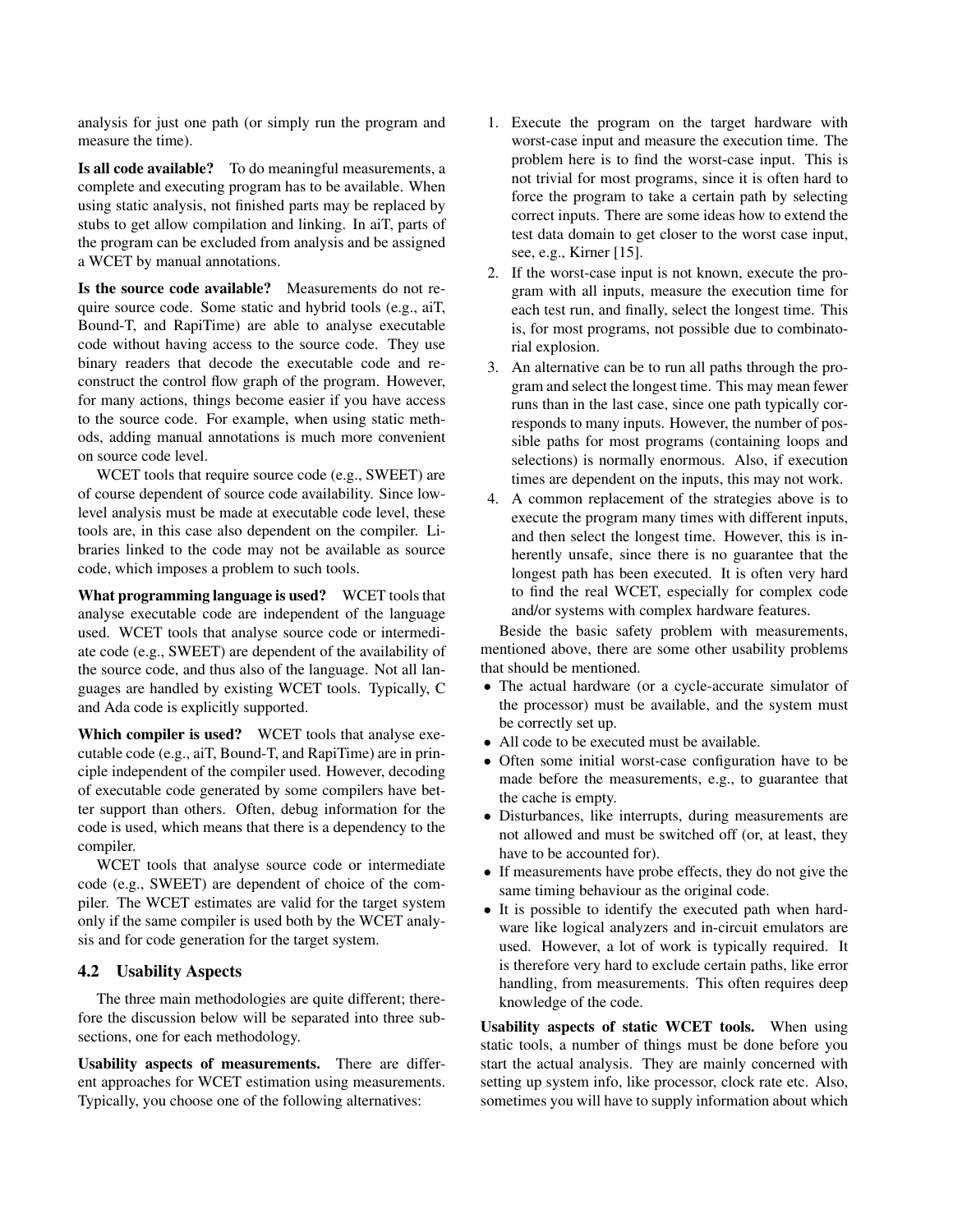analysis for just one path (or simply run the program and measure the time).

**Is all code available?** To do meaningful measurements, a complete and executing program has to be available. When using static analysis, not finished parts may be replaced by stubs to get allow compilation and linking. In aiT, parts of the program can be excluded from analysis and be assigned a WCET by manual annotations.

**Is the source code available?** Measurements do not require source code. Some static and hybrid tools (e.g., aiT, Bound-T, and RapiTime) are able to analyse executable code without having access to the source code. They use binary readers that decode the executable code and reconstruct the control flow graph of the program. However, for many actions, things become easier if you have access to the source code. For example, when using static methods, adding manual annotations is much more convenient on source code level.

WCET tools that require source code (e.g., SWEET) are of course dependent of source code availability. Since low-level analysis must be made at executable code level, these tools are, in this case also dependent on the compiler. Libraries linked to the code may not be available as source code, which imposes a problem to such tools.

**What programming language is used?** WCET tools that analyse executable code are independent of the language used. WCET tools that analyse source code or intermediate code (e.g., SWEET) are dependent of the availability of the source code, and thus also of the language. Not all languages are handled by existing WCET tools. Typically, C and Ada code is explicitly supported.

**Which compiler is used?** WCET tools that analyse executable code (e.g., aiT, Bound-T, and RapiTime) are in principle independent of the compiler used. However, decoding of executable code generated by some compilers have better support than others. Often, debug information for the code is used, which means that there is a dependency to the compiler.

WCET tools that analyse source code or intermediate code (e.g., SWEET) are dependent of choice of the compiler. The WCET estimates are valid for the target system only if the same compiler is used both by the WCET analysis and for code generation for the target system.

### 4.2 Usability Aspects

The three main methodologies are quite different; therefore the discussion below will be separated into three subsections, one for each methodology.

**Usability aspects of measurements.** There are different approaches for WCET estimation using measurements. Typically, you choose one of the following alternatives:

1. Execute the program on the target hardware with worst-case input and measure the execution time. The problem here is to find the worst-case input. This is not trivial for most programs, since it is often hard to force the program to take a certain path by selecting correct inputs. There are some ideas how to extend the test data domain to get closer to the worst case input, see, e.g., Kirner [15].
2. If the worst-case input is not known, execute the program with all inputs, measure the execution time for each test run, and finally, select the longest time. This is, for most programs, not possible due to combinatorial explosion.
3. An alternative can be to run all paths through the program and select the longest time. This may mean fewer runs than in the last case, since one path typically corresponds to many inputs. However, the number of possible paths for most programs (containing loops and selections) is normally enormous. Also, if execution times are dependent on the inputs, this may not work.
4. A common replacement of the strategies above is to execute the program many times with different inputs, and then select the longest time. However, this is inherently unsafe, since there is no guarantee that the longest path has been executed. It is often very hard to find the real WCET, especially for complex code and/or systems with complex hardware features.

Beside the basic safety problem with measurements, mentioned above, there are some other usability problems that should be mentioned.

- The actual hardware (or a cycle-accurate simulator of the processor) must be available, and the system must be correctly set up.
- All code to be executed must be available.
- Often some initial worst-case configuration have to be made before the measurements, e.g., to guarantee that the cache is empty.
- Disturbances, like interrupts, during measurements are not allowed and must be switched off (or, at least, they have to be accounted for).
- If measurements have probe effects, they do not give the same timing behaviour as the original code.
- It is possible to identify the executed path when hardware like logical analyzers and in-circuit emulators are used. However, a lot of work is typically required. It is therefore very hard to exclude certain paths, like error handling, from measurements. This often requires deep knowledge of the code.

**Usability aspects of static WCET tools.** When using static tools, a number of things must be done before you start the actual analysis. They are mainly concerned with setting up system info, like processor, clock rate etc. Also, sometimes you will have to supply information about which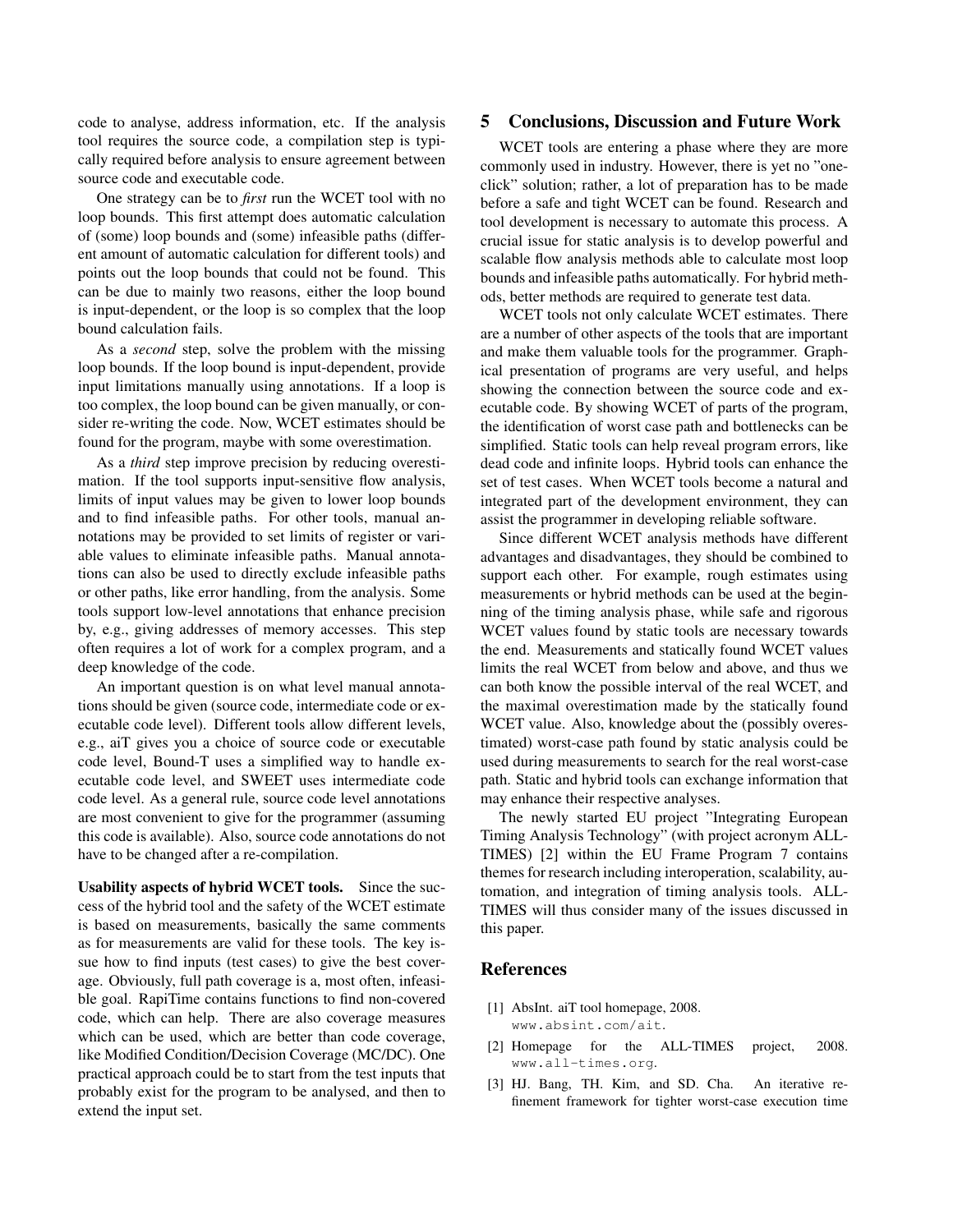code to analyse, address information, etc. If the analysis tool requires the source code, a compilation step is typically required before analysis to ensure agreement between source code and executable code.

One strategy can be to *first* run the WCET tool with no loop bounds. This first attempt does automatic calculation of (some) loop bounds and (some) infeasible paths (different amount of automatic calculation for different tools) and points out the loop bounds that could not be found. This can be due to mainly two reasons, either the loop bound is input-dependent, or the loop is so complex that the loop bound calculation fails.

As a *second* step, solve the problem with the missing loop bounds. If the loop bound is input-dependent, provide input limitations manually using annotations. If a loop is too complex, the loop bound can be given manually, or consider re-writing the code. Now, WCET estimates should be found for the program, maybe with some overestimation.

As a *third* step improve precision by reducing overestimation. If the tool supports input-sensitive flow analysis, limits of input values may be given to lower loop bounds and to find infeasible paths. For other tools, manual annotations may be provided to set limits of register or variable values to eliminate infeasible paths. Manual annotations can also be used to directly exclude infeasible paths or other paths, like error handling, from the analysis. Some tools support low-level annotations that enhance precision by, e.g., giving addresses of memory accesses. This step often requires a lot of work for a complex program, and a deep knowledge of the code.

An important question is on what level manual annotations should be given (source code, intermediate code or executable code level). Different tools allow different levels, e.g., aiT gives you a choice of source code or executable code level, Bound-T uses a simplified way to handle executable code level, and SWEET uses intermediate code code level. As a general rule, source code level annotations are most convenient to give for the programmer (assuming this code is available). Also, source code annotations do not have to be changed after a re-compilation.

**Usability aspects of hybrid WCET tools.** Since the success of the hybrid tool and the safety of the WCET estimate is based on measurements, basically the same comments as for measurements are valid for these tools. The key issue how to find inputs (test cases) to give the best coverage. Obviously, full path coverage is a, most often, infeasible goal. RapiTime contains functions to find non-covered code, which can help. There are also coverage measures which can be used, which are better than code coverage, like Modified Condition/Decision Coverage (MC/DC). One practical approach could be to start from the test inputs that probably exist for the program to be analysed, and then to extend the input set.

## 5 Conclusions, Discussion and Future Work

WCET tools are entering a phase where they are more commonly used in industry. However, there is yet no "one-click" solution; rather, a lot of preparation has to be made before a safe and tight WCET can be found. Research and tool development is necessary to automate this process. A crucial issue for static analysis is to develop powerful and scalable flow analysis methods able to calculate most loop bounds and infeasible paths automatically. For hybrid methods, better methods are required to generate test data.

WCET tools not only calculate WCET estimates. There are a number of other aspects of the tools that are important and make them valuable tools for the programmer. Graphical presentation of programs are very useful, and helps showing the connection between the source code and executable code. By showing WCET of parts of the program, the identification of worst case path and bottlenecks can be simplified. Static tools can help reveal program errors, like dead code and infinite loops. Hybrid tools can enhance the set of test cases. When WCET tools become a natural and integrated part of the development environment, they can assist the programmer in developing reliable software.

Since different WCET analysis methods have different advantages and disadvantages, they should be combined to support each other. For example, rough estimates using measurements or hybrid methods can be used at the beginning of the timing analysis phase, while safe and rigorous WCET values found by static tools are necessary towards the end. Measurements and statically found WCET values limits the real WCET from below and above, and thus we can both know the possible interval of the real WCET, and the maximal overestimation made by the statically found WCET value. Also, knowledge about the (possibly overestimated) worst-case path found by static analysis could be used during measurements to search for the real worst-case path. Static and hybrid tools can exchange information that may enhance their respective analyses.

The newly started EU project "Integrating European Timing Analysis Technology" (with project acronym ALL-TIMES) [2] within the EU Frame Program 7 contains themes for research including interoperation, scalability, automation, and integration of timing analysis tools. ALL-TIMES will thus consider many of the issues discussed in this paper.

## References

[1] AbsInt. aiT tool homepage, 2008. www.absint.com/ait.

[2] Homepage for the ALL-TIMES project, 2008. www.all-times.org.

[3] HJ. Bang, TH. Kim, and SD. Cha. An iterative refinement framework for tighter worst-case execution time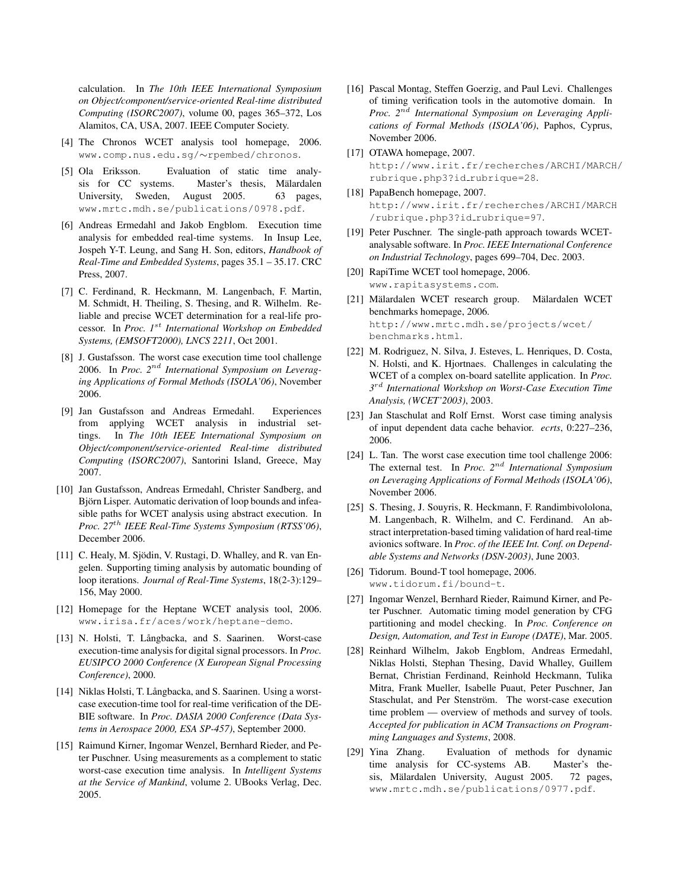calculation. In *The 10th IEEE International Symposium on Object/component/service-oriented Real-time distributed Computing (ISORC2007)*, volume 00, pages 365–372, Los Alamitos, CA, USA, 2007. IEEE Computer Society.

[4] The Chronos WCET analysis tool homepage, 2006. www.comp.nus.edu.sg/∼rpembed/chronos.

[5] Ola Eriksson. Evaluation of static time analysis for CC systems. Master's thesis, Mälardalen University, Sweden, August 2005. 63 pages, www.mrtc.mdh.se/publications/0978.pdf.

[6] Andreas Ermedahl and Jakob Engblom. Execution time analysis for embedded real-time systems. In Insup Lee, Jospeh Y-T. Leung, and Sang H. Son, editors, *Handbook of Real-Time and Embedded Systems*, pages 35.1 – 35.17. CRC Press, 2007.

[7] C. Ferdinand, R. Heckmann, M. Langenbach, F. Martin, M. Schmidt, H. Theiling, S. Thesing, and R. Wilhelm. Reliable and precise WCET determination for a real-life processor. In *Proc. 1st International Workshop on Embedded Systems, (EMSOFT2000), LNCS 2211*, Oct 2001.

[8] J. Gustafsson. The worst case execution time tool challenge 2006. In *Proc. 2nd International Symposium on Leveraging Applications of Formal Methods (ISOLA'06)*, November 2006.

[9] Jan Gustafsson and Andreas Ermedahl. Experiences from applying WCET analysis in industrial settings. In *The 10th IEEE International Symposium on Object/component/service-oriented Real-time distributed Computing (ISORC2007)*, Santorini Island, Greece, May 2007.

[10] Jan Gustafsson, Andreas Ermedahl, Christer Sandberg, and Björn Lisper. Automatic derivation of loop bounds and infeasible paths for WCET analysis using abstract execution. In *Proc. 27th IEEE Real-Time Systems Symposium (RTSS'06)*, December 2006.

[11] C. Healy, M. Sjödin, V. Rustagi, D. Whalley, and R. van Engelen. Supporting timing analysis by automatic bounding of loop iterations. *Journal of Real-Time Systems*, 18(2-3):129–156, May 2000.

[12] Homepage for the Heptane WCET analysis tool, 2006. www.irisa.fr/aces/work/heptane-demo.

[13] N. Holsti, T. Långbacka, and S. Saarinen. Worst-case execution-time analysis for digital signal processors. In *Proc. EUSIPCO 2000 Conference (X European Signal Processing Conference)*, 2000.

[14] Niklas Holsti, T. Långbacka, and S. Saarinen. Using a worst-case execution-time tool for real-time verification of the DEBIE software. In *Proc. DASIA 2000 Conference (Data Systems in Aerospace 2000, ESA SP-457)*, September 2000.

[15] Raimund Kirner, Ingomar Wenzel, Bernhard Rieder, and Peter Puschner. Using measurements as a complement to static worst-case execution time analysis. In *Intelligent Systems at the Service of Mankind*, volume 2. UBooks Verlag, Dec. 2005.

[16] Pascal Montag, Steffen Goerzig, and Paul Levi. Challenges of timing verification tools in the automotive domain. In *Proc. 2nd International Symposium on Leveraging Applications of Formal Methods (ISOLA'06)*, Paphos, Cyprus, November 2006.

[17] OTAWA homepage, 2007. http://www.irit.fr/recherches/ARCHI/MARCH/rubrique.php3?id_rubrique=28.

[18] PapaBench homepage, 2007. http://www.irit.fr/recherches/ARCHI/MARCH/rubrique.php3?id_rubrique=97.

[19] Peter Puschner. The single-path approach towards WCET-analysable software. In *Proc. IEEE International Conference on Industrial Technology*, pages 699–704, Dec. 2003.

[20] RapiTime WCET tool homepage, 2006. www.rapitasystems.com.

[21] Mälardalen WCET research group. Mälardalen WCET benchmarks homepage, 2006. http://www.mrtc.mdh.se/projects/wcet/benchmarks.html.

[22] M. Rodriguez, N. Silva, J. Esteves, L. Henriques, D. Costa, N. Holsti, and K. Hjortnaes. Challenges in calculating the WCET of a complex on-board satellite application. In *Proc. 3rd International Workshop on Worst-Case Execution Time Analysis, (WCET'2003)*, 2003.

[23] Jan Staschulat and Rolf Ernst. Worst case timing analysis of input dependent data cache behavior. *ecrts*, 0:227–236, 2006.

[24] L. Tan. The worst case execution time tool challenge 2006: The external test. In *Proc. 2nd International Symposium on Leveraging Applications of Formal Methods (ISOLA'06)*, November 2006.

[25] S. Thesing, J. Souyris, R. Heckmann, F. Randimbivololona, M. Langenbach, R. Wilhelm, and C. Ferdinand. An abstract interpretation-based timing validation of hard real-time avionics software. In *Proc. of the IEEE Int. Conf. on Dependable Systems and Networks (DSN-2003)*, June 2003.

[26] Tidorum. Bound-T tool homepage, 2006. www.tidorum.fi/bound-t.

[27] Ingomar Wenzel, Bernhard Rieder, Raimund Kirner, and Peter Puschner. Automatic timing model generation by CFG partitioning and model checking. In *Proc. Conference on Design, Automation, and Test in Europe (DATE)*, Mar. 2005.

[28] Reinhard Wilhelm, Jakob Engblom, Andreas Ermedahl, Niklas Holsti, Stephan Thesing, David Whalley, Guillem Bernat, Christian Ferdinand, Reinhold Heckmann, Tulika Mitra, Frank Mueller, Isabelle Puaut, Peter Puschner, Jan Staschulat, and Per Stenström. The worst-case execution time problem — overview of methods and survey of tools. *Accepted for publication in ACM Transactions on Programming Languages and Systems*, 2008.

[29] Yina Zhang. Evaluation of methods for dynamic time analysis for CC-systems AB. Master's thesis, Mälardalen University, August 2005. 72 pages, www.mrtc.mdh.se/publications/0977.pdf.